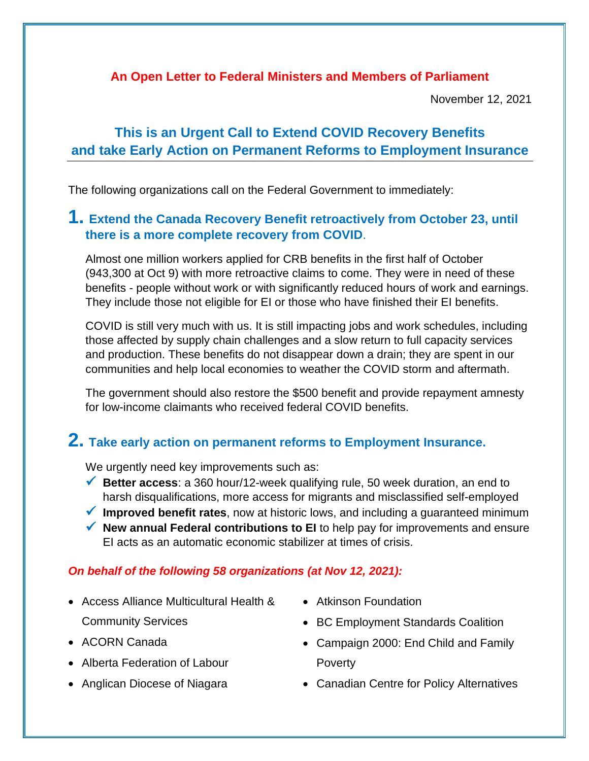**An Open Letter to Federal Ministers and Members of Parliament**

November 12, 2021

## This is an Urgent Call to Extend COVID Recovery Benefits and take Early Action on Permanent Reforms to Employment Insurance

The following organizations call on the Federal Government to immediately:

### 1. Extend the Canada Recovery Benefit retroactively from October 23, until there is a more complete recovery from COVID.

Almost one million workers applied for CRB benefits in the first half of October (943,300 at Oct 9) with more retroactive claims to come. They were in need of these benefits - people without work or with significantly reduced hours of work and earnings. They include those not eligible for EI or those who have finished their EI benefits.

COVID is still very much with us. It is still impacting jobs and work schedules, including those affected by supply chain challenges and a slow return to full capacity services and production. These benefits do not disappear down a drain; they are spent in our communities and help local economies to weather the COVID storm and aftermath.

The government should also restore the $500 benefit and provide repayment amnesty for low-income claimants who received federal COVID benefits.

### 2. Take early action on permanent reforms to Employment Insurance.

We urgently need key improvements such as:

- ✓ **Better access**: a 360 hour/12-week qualifying rule, 50 week duration, an end to harsh disqualifications, more access for migrants and misclassified self-employed
- ✓ **Improved benefit rates**, now at historic lows, and including a guaranteed minimum
- ✓ **New annual Federal contributions to EI** to help pay for improvements and ensure EI acts as an automatic economic stabilizer at times of crisis.

***On behalf of the following 58 organizations (at Nov 12, 2021):***

- Access Alliance Multicultural Health & Community Services
- ACORN Canada
- Alberta Federation of Labour
- Anglican Diocese of Niagara
- Atkinson Foundation
- BC Employment Standards Coalition
- Campaign 2000: End Child and Family Poverty
- Canadian Centre for Policy Alternatives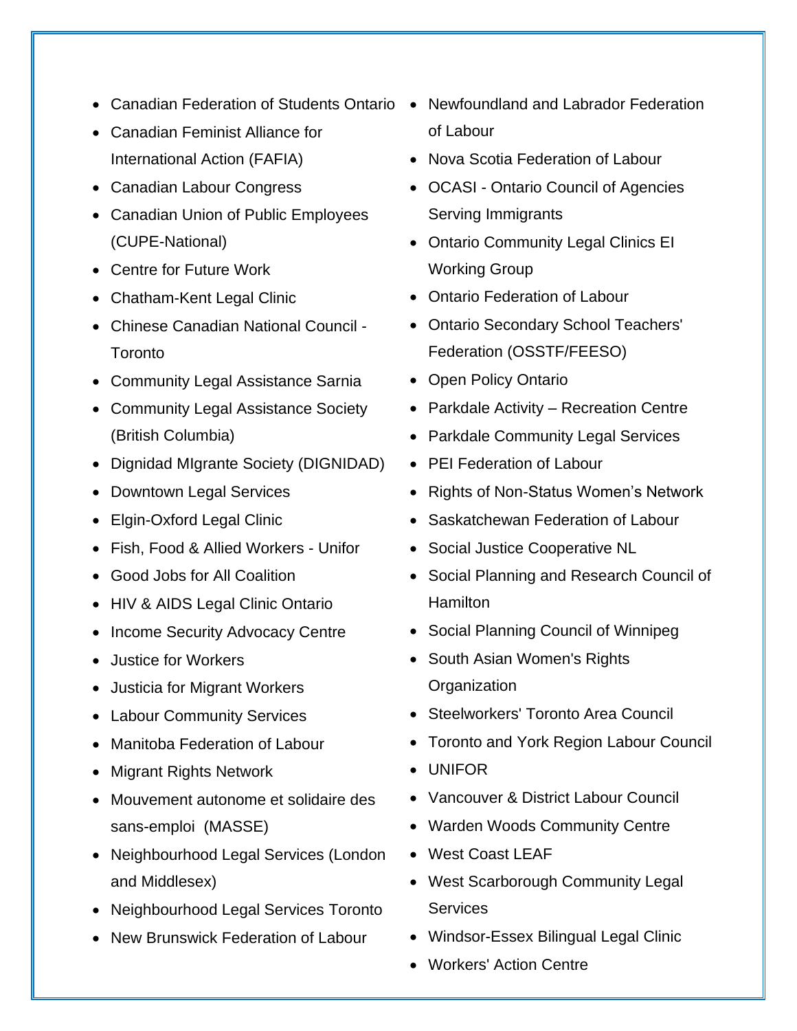- Canadian Federation of Students Ontario
- Canadian Feminist Alliance for International Action (FAFIA)
- Canadian Labour Congress
- Canadian Union of Public Employees (CUPE-National)
- Centre for Future Work
- Chatham-Kent Legal Clinic
- Chinese Canadian National Council - Toronto
- Community Legal Assistance Sarnia
- Community Legal Assistance Society (British Columbia)
- Dignidad MIgrante Society (DIGNIDAD)
- Downtown Legal Services
- Elgin-Oxford Legal Clinic
- Fish, Food & Allied Workers - Unifor
- Good Jobs for All Coalition
- HIV & AIDS Legal Clinic Ontario
- Income Security Advocacy Centre
- Justice for Workers
- Justicia for Migrant Workers
- Labour Community Services
- Manitoba Federation of Labour
- Migrant Rights Network
- Mouvement autonome et solidaire des sans-emploi (MASSE)
- Neighbourhood Legal Services (London and Middlesex)
- Neighbourhood Legal Services Toronto
- New Brunswick Federation of Labour
- Newfoundland and Labrador Federation of Labour
- Nova Scotia Federation of Labour
- OCASI - Ontario Council of Agencies Serving Immigrants
- Ontario Community Legal Clinics EI Working Group
- Ontario Federation of Labour
- Ontario Secondary School Teachers' Federation (OSSTF/FEESO)
- Open Policy Ontario
- Parkdale Activity – Recreation Centre
- Parkdale Community Legal Services
- PEI Federation of Labour
- Rights of Non-Status Women's Network
- Saskatchewan Federation of Labour
- Social Justice Cooperative NL
- Social Planning and Research Council of Hamilton
- Social Planning Council of Winnipeg
- South Asian Women's Rights Organization
- Steelworkers' Toronto Area Council
- Toronto and York Region Labour Council
- UNIFOR
- Vancouver & District Labour Council
- Warden Woods Community Centre
- West Coast LEAF
- West Scarborough Community Legal Services
- Windsor-Essex Bilingual Legal Clinic
- Workers' Action Centre